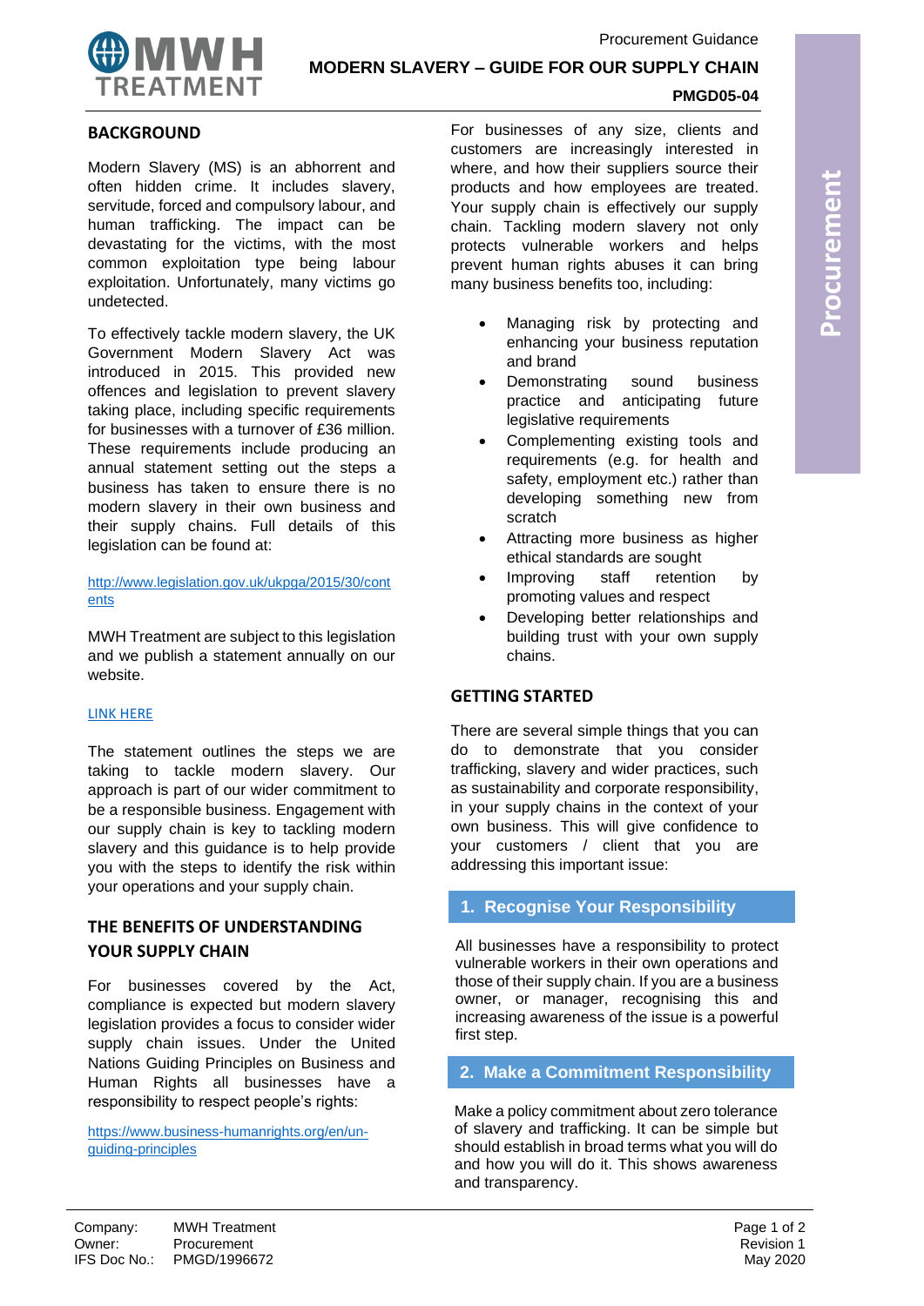# MODERN SLAVERY – GUIDE FOR OUR SUPPLY CHAIN

**PMGD05-04**

## BACKGROUND

Modern Slavery (MS) is an abhorrent and often hidden crime. It includes slavery, servitude, forced and compulsory labour, and human trafficking. The impact can be devastating for the victims, with the most common exploitation type being labour exploitation. Unfortunately, many victims go undetected.

To effectively tackle modern slavery, the UK Government Modern Slavery Act was introduced in 2015. This provided new offences and legislation to prevent slavery taking place, including specific requirements for businesses with a turnover of £36 million. These requirements include producing an annual statement setting out the steps a business has taken to ensure there is no modern slavery in their own business and their supply chains. Full details of this legislation can be found at:

http://www.legislation.gov.uk/ukpga/2015/30/contents

MWH Treatment are subject to this legislation and we publish a statement annually on our website.

LINK HERE

The statement outlines the steps we are taking to tackle modern slavery. Our approach is part of our wider commitment to be a responsible business. Engagement with our supply chain is key to tackling modern slavery and this guidance is to help provide you with the steps to identify the risk within your operations and your supply chain.

## THE BENEFITS OF UNDERSTANDING YOUR SUPPLY CHAIN

For businesses covered by the Act, compliance is expected but modern slavery legislation provides a focus to consider wider supply chain issues. Under the United Nations Guiding Principles on Business and Human Rights all businesses have a responsibility to respect people's rights:

https://www.business-humanrights.org/en/un-guiding-principles

For businesses of any size, clients and customers are increasingly interested in where, and how their suppliers source their products and how employees are treated. Your supply chain is effectively our supply chain. Tackling modern slavery not only protects vulnerable workers and helps prevent human rights abuses it can bring many business benefits too, including:

- Managing risk by protecting and enhancing your business reputation and brand
- Demonstrating sound business practice and anticipating future legislative requirements
- Complementing existing tools and requirements (e.g. for health and safety, employment etc.) rather than developing something new from scratch
- Attracting more business as higher ethical standards are sought
- Improving staff retention by promoting values and respect
- Developing better relationships and building trust with your own supply chains.

## GETTING STARTED

There are several simple things that you can do to demonstrate that you consider trafficking, slavery and wider practices, such as sustainability and corporate responsibility, in your supply chains in the context of your own business. This will give confidence to your customers / client that you are addressing this important issue:

### 1. Recognise Your Responsibility

All businesses have a responsibility to protect vulnerable workers in their own operations and those of their supply chain. If you are a business owner, or manager, recognising this and increasing awareness of the issue is a powerful first step.

### 2. Make a Commitment Responsibility

Make a policy commitment about zero tolerance of slavery and trafficking. It can be simple but should establish in broad terms what you will do and how you will do it. This shows awareness and transparency.

| Company: | MWH Treatment |
|---|---|
| Owner: | Procurement |
| IFS Doc No.: | PMGD/1996672 |

Revision 1
May 2020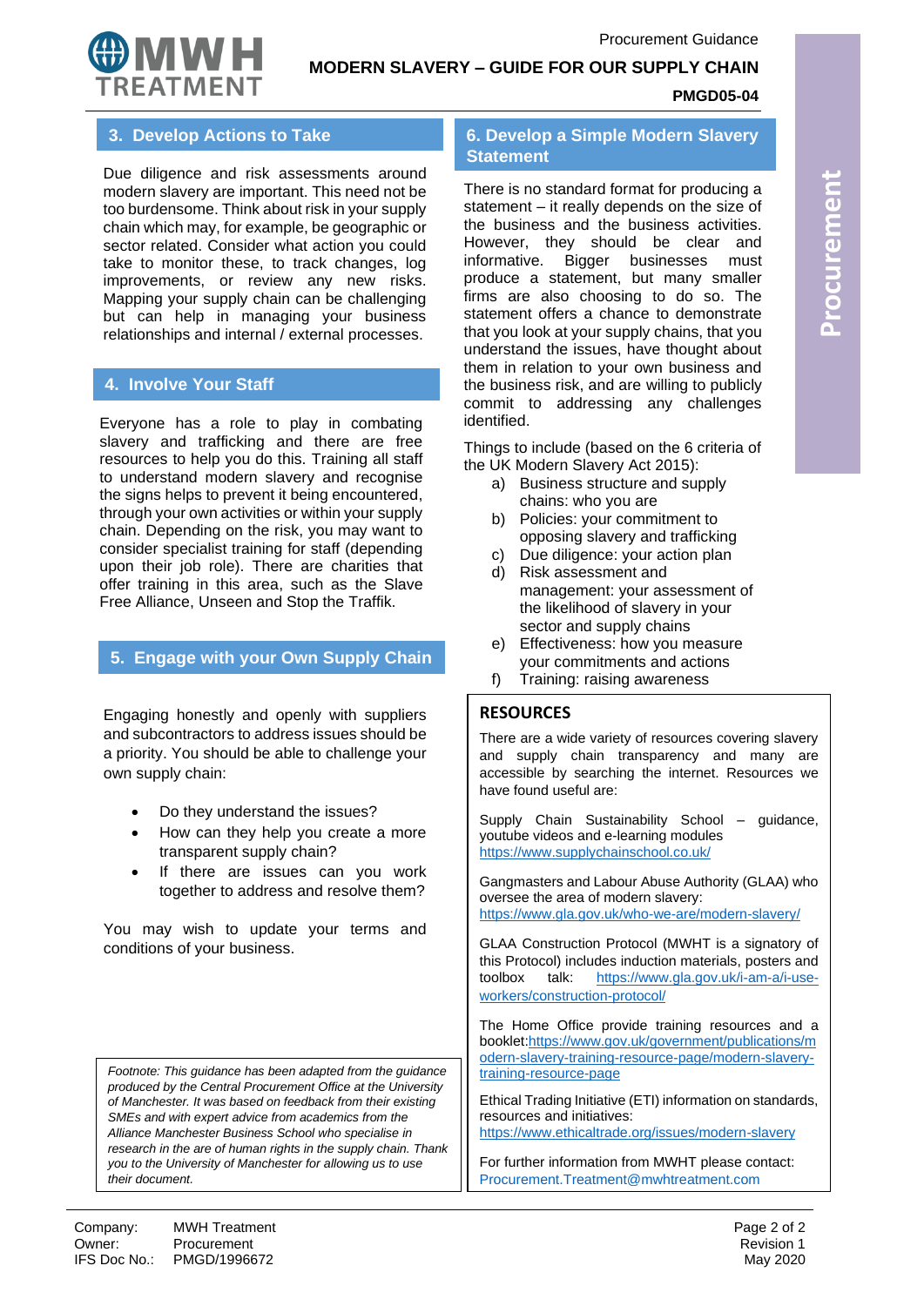## 3. Develop Actions to Take

Due diligence and risk assessments around modern slavery are important. This need not be too burdensome. Think about risk in your supply chain which may, for example, be geographic or sector related. Consider what action you could take to monitor these, to track changes, log improvements, or review any new risks. Mapping your supply chain can be challenging but can help in managing your business relationships and internal / external processes.

## 4. Involve Your Staff

Everyone has a role to play in combating slavery and trafficking and there are free resources to help you do this. Training all staff to understand modern slavery and recognise the signs helps to prevent it being encountered, through your own activities or within your supply chain. Depending on the risk, you may want to consider specialist training for staff (depending upon their job role). There are charities that offer training in this area, such as the Slave Free Alliance, Unseen and Stop the Traffik.

## 5. Engage with your Own Supply Chain

Engaging honestly and openly with suppliers and subcontractors to address issues should be a priority. You should be able to challenge your own supply chain:

- Do they understand the issues?
- How can they help you create a more transparent supply chain?
- If there are issues can you work together to address and resolve them?

You may wish to update your terms and conditions of your business.

*Footnote: This guidance has been adapted from the guidance produced by the Central Procurement Office at the University of Manchester. It was based on feedback from their existing SMEs and with expert advice from academics from the Alliance Manchester Business School who specialise in research in the are of human rights in the supply chain. Thank you to the University of Manchester for allowing us to use their document.*

## 6. Develop a Simple Modern Slavery Statement

There is no standard format for producing a statement – it really depends on the size of the business and the business activities. However, they should be clear and informative. Bigger businesses must produce a statement, but many smaller firms are also choosing to do so. The statement offers a chance to demonstrate that you look at your supply chains, that you understand the issues, have thought about them in relation to your own business and the business risk, and are willing to publicly commit to addressing any challenges identified.

Things to include (based on the 6 criteria of the UK Modern Slavery Act 2015):

a) Business structure and supply chains: who you are
b) Policies: your commitment to opposing slavery and trafficking
c) Due diligence: your action plan
d) Risk assessment and management: your assessment of the likelihood of slavery in your sector and supply chains
e) Effectiveness: how you measure your commitments and actions
f) Training: raising awareness

### RESOURCES

There are a wide variety of resources covering slavery and supply chain transparency and many are accessible by searching the internet. Resources we have found useful are:

Supply Chain Sustainability School – guidance, youtube videos and e-learning modules
https://www.supplychainschool.co.uk/

Gangmasters and Labour Abuse Authority (GLAA) who oversee the area of modern slavery:
https://www.gla.gov.uk/who-we-are/modern-slavery/

GLAA Construction Protocol (MWHT is a signatory of this Protocol) includes induction materials, posters and toolbox talk: https://www.gla.gov.uk/i-am-a/i-use-workers/construction-protocol/

The Home Office provide training resources and a booklet:https://www.gov.uk/government/publications/modern-slavery-training-resource-page/modern-slavery-training-resource-page

Ethical Trading Initiative (ETI) information on standards, resources and initiatives:
https://www.ethicaltrade.org/issues/modern-slavery

For further information from MWHT please contact:
Procurement.Treatment@mwhtreatment.com